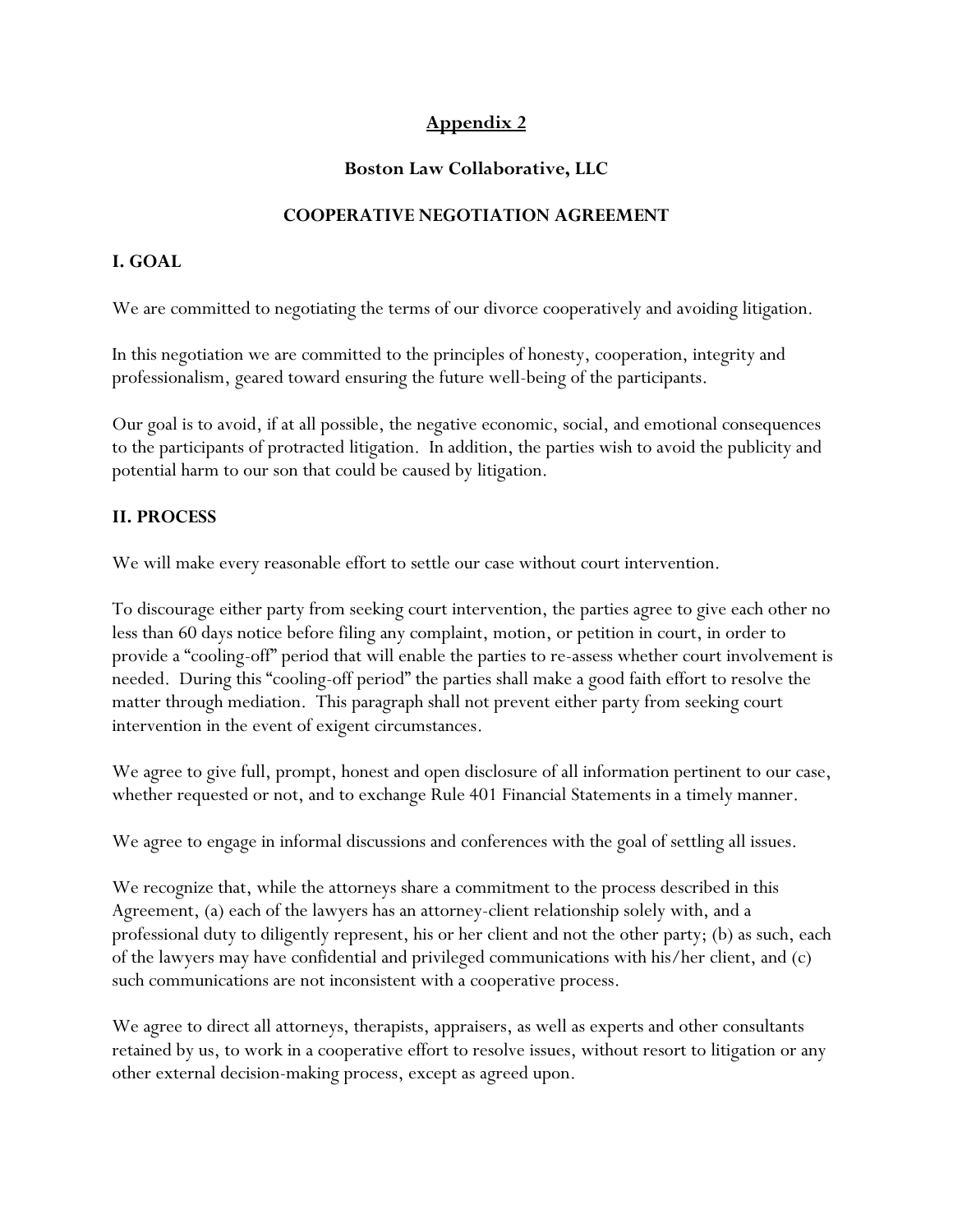# Appendix 2

## Boston Law Collaborative, LLC

## COOPERATIVE NEGOTIATION AGREEMENT

### I. GOAL

We are committed to negotiating the terms of our divorce cooperatively and avoiding litigation.

In this negotiation we are committed to the principles of honesty, cooperation, integrity and professionalism, geared toward ensuring the future well-being of the participants.

Our goal is to avoid, if at all possible, the negative economic, social, and emotional consequences to the participants of protracted litigation. In addition, the parties wish to avoid the publicity and potential harm to our son that could be caused by litigation.

### II. PROCESS

We will make every reasonable effort to settle our case without court intervention.

To discourage either party from seeking court intervention, the parties agree to give each other no less than 60 days notice before filing any complaint, motion, or petition in court, in order to provide a "cooling-off" period that will enable the parties to re-assess whether court involvement is needed. During this "cooling-off period" the parties shall make a good faith effort to resolve the matter through mediation. This paragraph shall not prevent either party from seeking court intervention in the event of exigent circumstances.

We agree to give full, prompt, honest and open disclosure of all information pertinent to our case, whether requested or not, and to exchange Rule 401 Financial Statements in a timely manner.

We agree to engage in informal discussions and conferences with the goal of settling all issues.

We recognize that, while the attorneys share a commitment to the process described in this Agreement, (a) each of the lawyers has an attorney-client relationship solely with, and a professional duty to diligently represent, his or her client and not the other party; (b) as such, each of the lawyers may have confidential and privileged communications with his/her client, and (c) such communications are not inconsistent with a cooperative process.

We agree to direct all attorneys, therapists, appraisers, as well as experts and other consultants retained by us, to work in a cooperative effort to resolve issues, without resort to litigation or any other external decision-making process, except as agreed upon.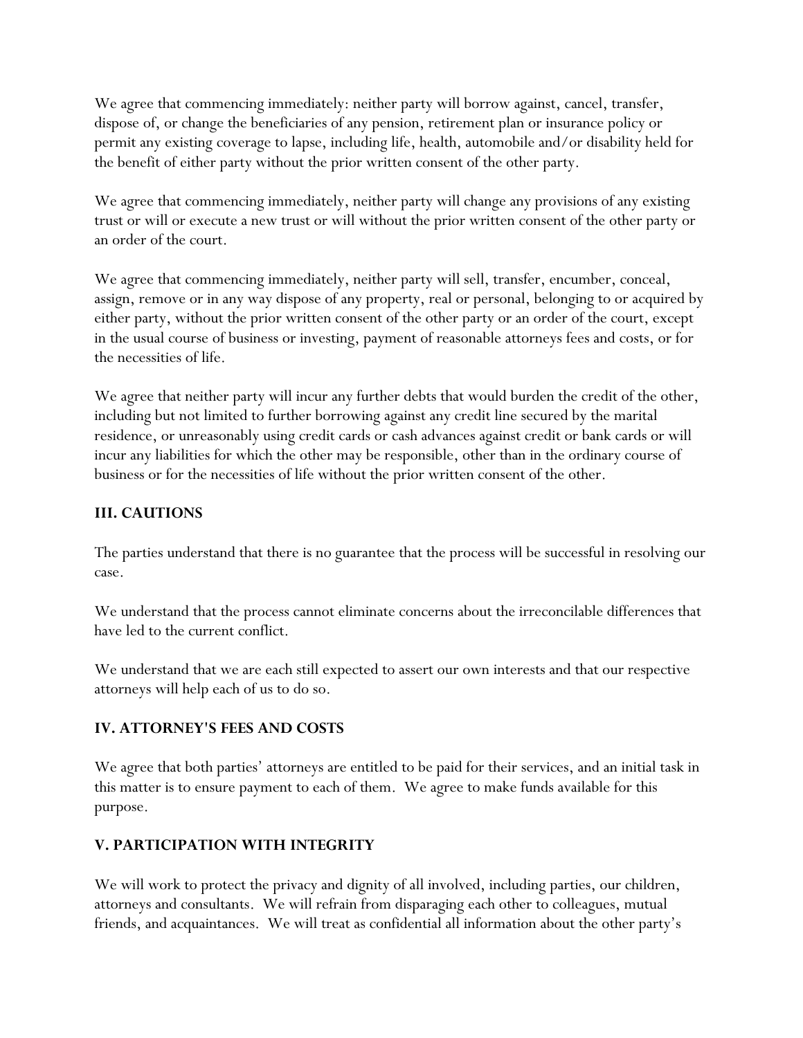We agree that commencing immediately: neither party will borrow against, cancel, transfer, dispose of, or change the beneficiaries of any pension, retirement plan or insurance policy or permit any existing coverage to lapse, including life, health, automobile and/or disability held for the benefit of either party without the prior written consent of the other party.

We agree that commencing immediately, neither party will change any provisions of any existing trust or will or execute a new trust or will without the prior written consent of the other party or an order of the court.

We agree that commencing immediately, neither party will sell, transfer, encumber, conceal, assign, remove or in any way dispose of any property, real or personal, belonging to or acquired by either party, without the prior written consent of the other party or an order of the court, except in the usual course of business or investing, payment of reasonable attorneys fees and costs, or for the necessities of life.

We agree that neither party will incur any further debts that would burden the credit of the other, including but not limited to further borrowing against any credit line secured by the marital residence, or unreasonably using credit cards or cash advances against credit or bank cards or will incur any liabilities for which the other may be responsible, other than in the ordinary course of business or for the necessities of life without the prior written consent of the other.

## III. CAUTIONS

The parties understand that there is no guarantee that the process will be successful in resolving our case.

We understand that the process cannot eliminate concerns about the irreconcilable differences that have led to the current conflict.

We understand that we are each still expected to assert our own interests and that our respective attorneys will help each of us to do so.

## IV. ATTORNEY'S FEES AND COSTS

We agree that both parties' attorneys are entitled to be paid for their services, and an initial task in this matter is to ensure payment to each of them. We agree to make funds available for this purpose.

## V. PARTICIPATION WITH INTEGRITY

We will work to protect the privacy and dignity of all involved, including parties, our children, attorneys and consultants. We will refrain from disparaging each other to colleagues, mutual friends, and acquaintances. We will treat as confidential all information about the other party's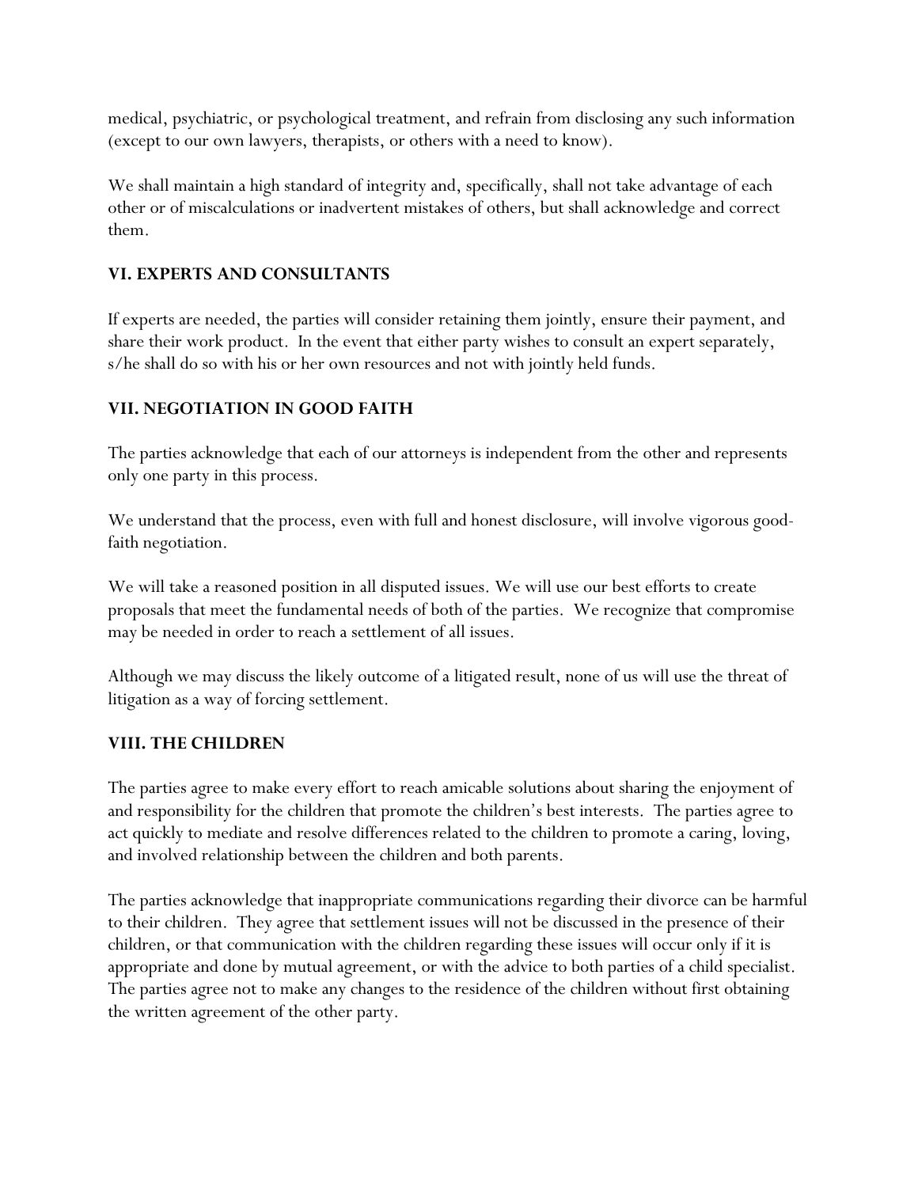medical, psychiatric, or psychological treatment, and refrain from disclosing any such information (except to our own lawyers, therapists, or others with a need to know).

We shall maintain a high standard of integrity and, specifically, shall not take advantage of each other or of miscalculations or inadvertent mistakes of others, but shall acknowledge and correct them.

## VI. EXPERTS AND CONSULTANTS

If experts are needed, the parties will consider retaining them jointly, ensure their payment, and share their work product. In the event that either party wishes to consult an expert separately, s/he shall do so with his or her own resources and not with jointly held funds.

## VII. NEGOTIATION IN GOOD FAITH

The parties acknowledge that each of our attorneys is independent from the other and represents only one party in this process.

We understand that the process, even with full and honest disclosure, will involve vigorous good-faith negotiation.

We will take a reasoned position in all disputed issues. We will use our best efforts to create proposals that meet the fundamental needs of both of the parties. We recognize that compromise may be needed in order to reach a settlement of all issues.

Although we may discuss the likely outcome of a litigated result, none of us will use the threat of litigation as a way of forcing settlement.

## VIII. THE CHILDREN

The parties agree to make every effort to reach amicable solutions about sharing the enjoyment of and responsibility for the children that promote the children's best interests. The parties agree to act quickly to mediate and resolve differences related to the children to promote a caring, loving, and involved relationship between the children and both parents.

The parties acknowledge that inappropriate communications regarding their divorce can be harmful to their children. They agree that settlement issues will not be discussed in the presence of their children, or that communication with the children regarding these issues will occur only if it is appropriate and done by mutual agreement, or with the advice to both parties of a child specialist. The parties agree not to make any changes to the residence of the children without first obtaining the written agreement of the other party.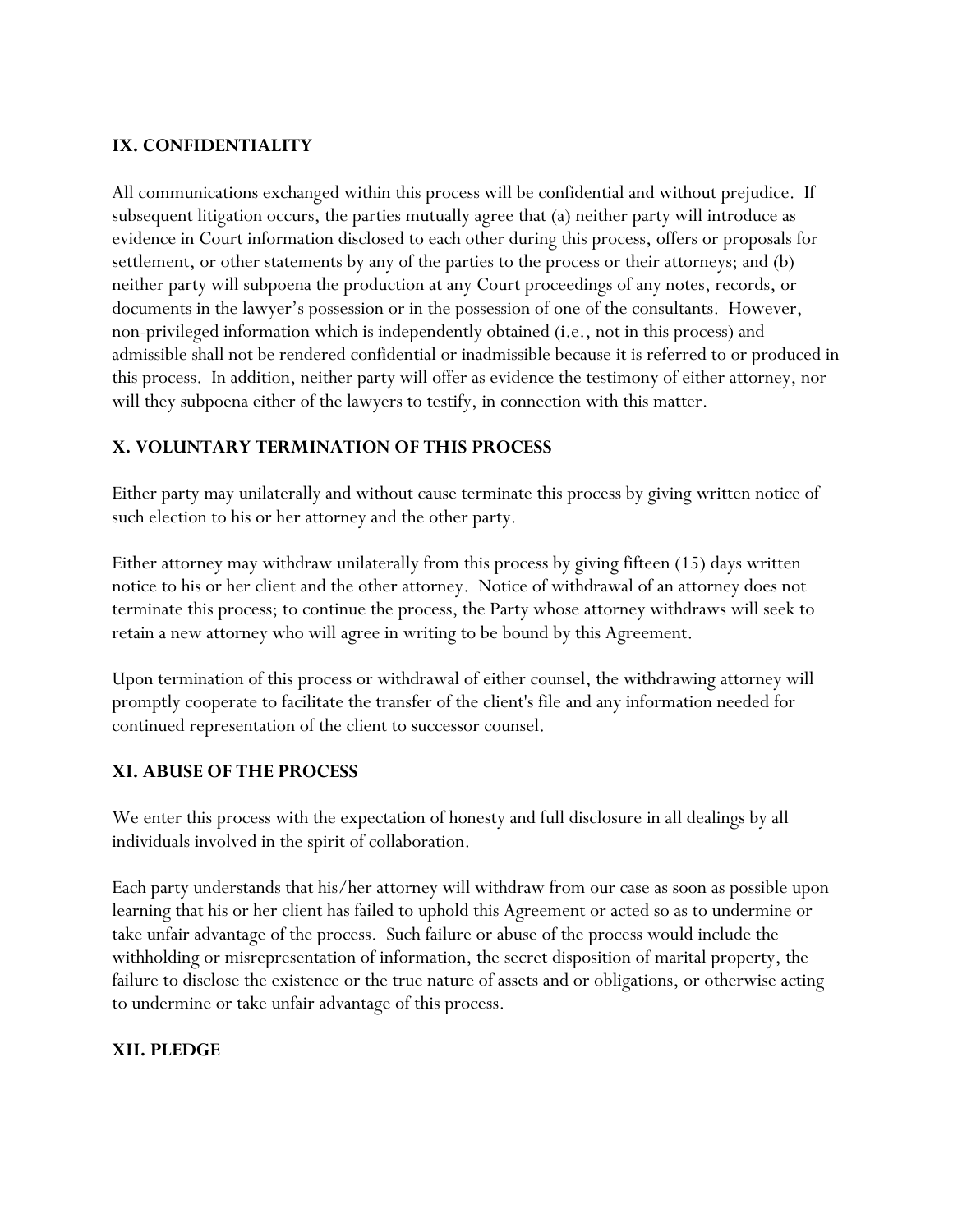## IX. CONFIDENTIALITY

All communications exchanged within this process will be confidential and without prejudice. If subsequent litigation occurs, the parties mutually agree that (a) neither party will introduce as evidence in Court information disclosed to each other during this process, offers or proposals for settlement, or other statements by any of the parties to the process or their attorneys; and (b) neither party will subpoena the production at any Court proceedings of any notes, records, or documents in the lawyer's possession or in the possession of one of the consultants. However, non-privileged information which is independently obtained (i.e., not in this process) and admissible shall not be rendered confidential or inadmissible because it is referred to or produced in this process. In addition, neither party will offer as evidence the testimony of either attorney, nor will they subpoena either of the lawyers to testify, in connection with this matter.

## X. VOLUNTARY TERMINATION OF THIS PROCESS

Either party may unilaterally and without cause terminate this process by giving written notice of such election to his or her attorney and the other party.

Either attorney may withdraw unilaterally from this process by giving fifteen (15) days written notice to his or her client and the other attorney. Notice of withdrawal of an attorney does not terminate this process; to continue the process, the Party whose attorney withdraws will seek to retain a new attorney who will agree in writing to be bound by this Agreement.

Upon termination of this process or withdrawal of either counsel, the withdrawing attorney will promptly cooperate to facilitate the transfer of the client's file and any information needed for continued representation of the client to successor counsel.

## XI. ABUSE OF THE PROCESS

We enter this process with the expectation of honesty and full disclosure in all dealings by all individuals involved in the spirit of collaboration.

Each party understands that his/her attorney will withdraw from our case as soon as possible upon learning that his or her client has failed to uphold this Agreement or acted so as to undermine or take unfair advantage of the process. Such failure or abuse of the process would include the withholding or misrepresentation of information, the secret disposition of marital property, the failure to disclose the existence or the true nature of assets and or obligations, or otherwise acting to undermine or take unfair advantage of this process.

## XII. PLEDGE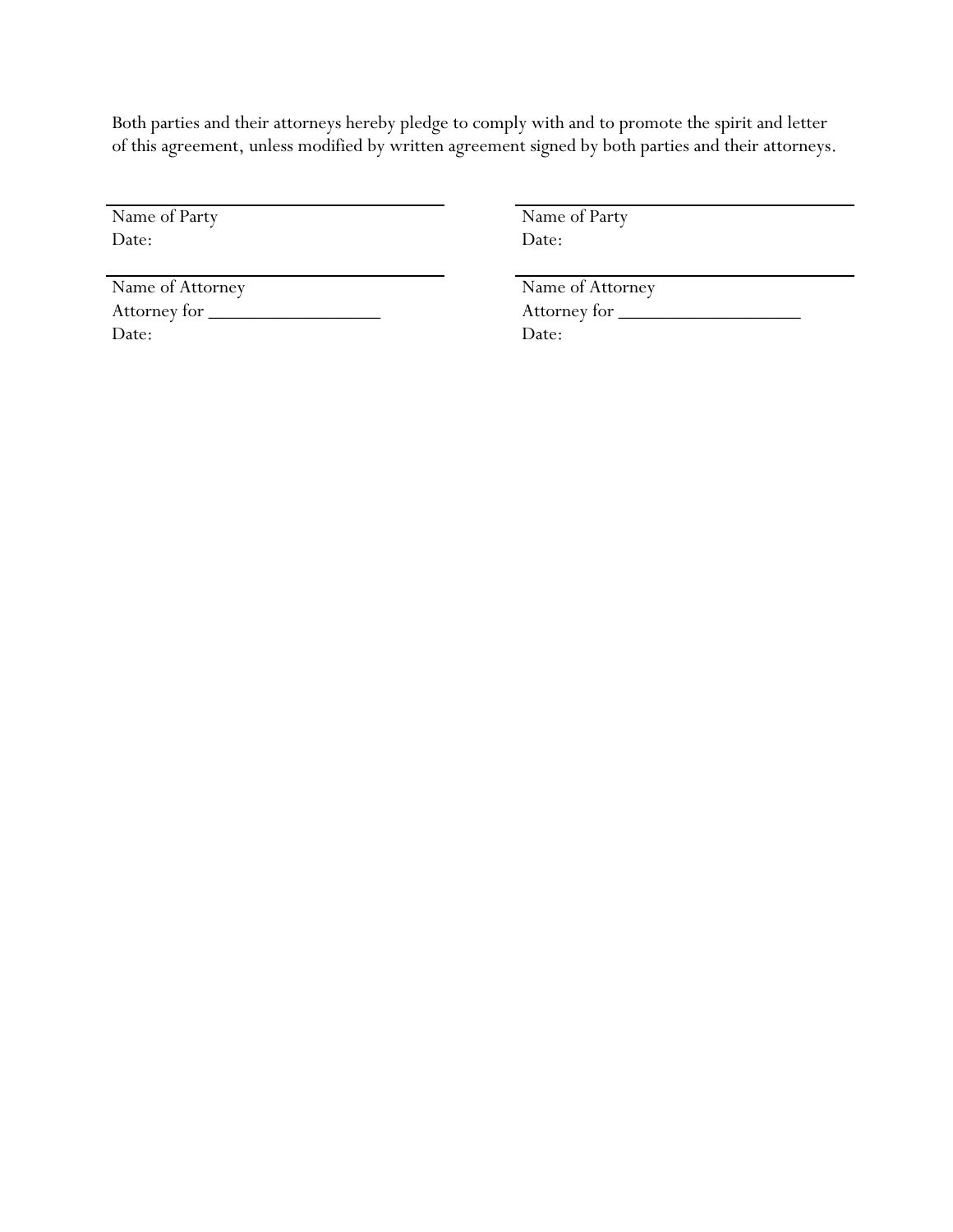Both parties and their attorneys hereby pledge to comply with and to promote the spirit and letter of this agreement, unless modified by written agreement signed by both parties and their attorneys.

\_\_\_\_\_\_\_\_\_\_\_\_\_\_\_\_\_\_\_\_\_\_\_\_\_\_\_\_\_\_\_\_\_\_\_\_\_\_\_\_

Name of Party
Date:

\_\_\_\_\_\_\_\_\_\_\_\_\_\_\_\_\_\_\_\_\_\_\_\_\_\_\_\_\_\_\_\_\_\_\_\_\_\_\_\_

Name of Attorney
Attorney for ___________________
Date:

\_\_\_\_\_\_\_\_\_\_\_\_\_\_\_\_\_\_\_\_\_\_\_\_\_\_\_\_\_\_\_\_\_\_\_\_\_\_\_\_

Name of Party
Date:

\_\_\_\_\_\_\_\_\_\_\_\_\_\_\_\_\_\_\_\_\_\_\_\_\_\_\_\_\_\_\_\_\_\_\_\_\_\_\_\_

Name of Attorney
Attorney for ____________________
Date: